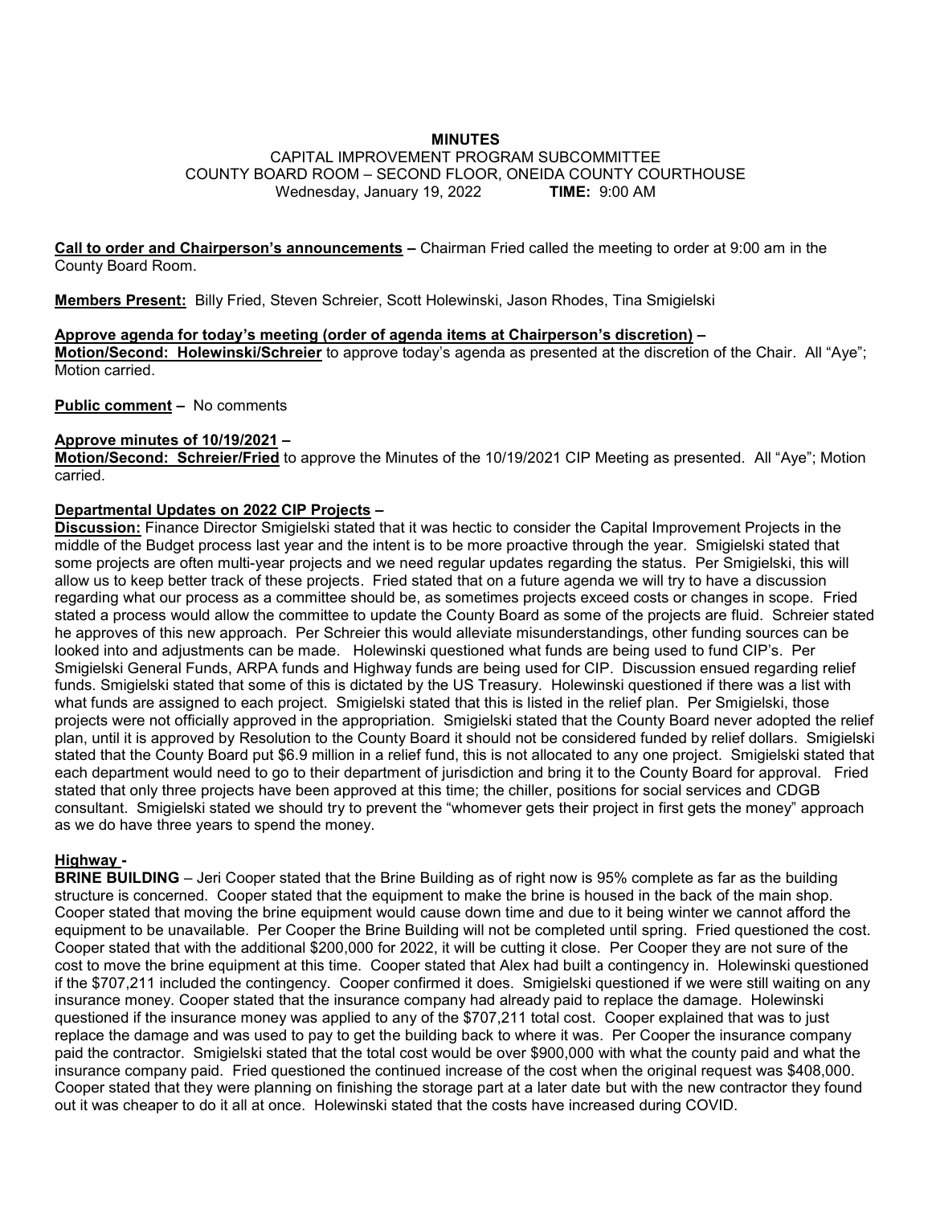# MINUTES

CAPITAL IMPROVEMENT PROGRAM SUBCOMMITTEE
COUNTY BOARD ROOM – SECOND FLOOR, ONEIDA COUNTY COURTHOUSE
Wednesday, January 19, 2022 **TIME:** 9:00 AM

**Call to order and Chairperson's announcements –** Chairman Fried called the meeting to order at 9:00 am in the County Board Room.

**Members Present:** Billy Fried, Steven Schreier, Scott Holewinski, Jason Rhodes, Tina Smigielski

**Approve agenda for today's meeting (order of agenda items at Chairperson's discretion) –**
**Motion/Second: Holewinski/Schreier** to approve today's agenda as presented at the discretion of the Chair. All "Aye"; Motion carried.

**Public comment –** No comments

**Approve minutes of 10/19/2021 –**
**Motion/Second: Schreier/Fried** to approve the Minutes of the 10/19/2021 CIP Meeting as presented. All "Aye"; Motion carried.

**Departmental Updates on 2022 CIP Projects –**
**Discussion:** Finance Director Smigielski stated that it was hectic to consider the Capital Improvement Projects in the middle of the Budget process last year and the intent is to be more proactive through the year. Smigielski stated that some projects are often multi-year projects and we need regular updates regarding the status. Per Smigielski, this will allow us to keep better track of these projects. Fried stated that on a future agenda we will try to have a discussion regarding what our process as a committee should be, as sometimes projects exceed costs or changes in scope. Fried stated a process would allow the committee to update the County Board as some of the projects are fluid. Schreier stated he approves of this new approach. Per Schreier this would alleviate misunderstandings, other funding sources can be looked into and adjustments can be made. Holewinski questioned what funds are being used to fund CIP's. Per Smigielski General Funds, ARPA funds and Highway funds are being used for CIP. Discussion ensued regarding relief funds. Smigielski stated that some of this is dictated by the US Treasury. Holewinski questioned if there was a list with what funds are assigned to each project. Smigielski stated that this is listed in the relief plan. Per Smigielski, those projects were not officially approved in the appropriation. Smigielski stated that the County Board never adopted the relief plan, until it is approved by Resolution to the County Board it should not be considered funded by relief dollars. Smigielski stated that the County Board put $6.9 million in a relief fund, this is not allocated to any one project. Smigielski stated that each department would need to go to their department of jurisdiction and bring it to the County Board for approval. Fried stated that only three projects have been approved at this time; the chiller, positions for social services and CDGB consultant. Smigielski stated we should try to prevent the "whomever gets their project in first gets the money" approach as we do have three years to spend the money.

**Highway -**
**BRINE BUILDING** – Jeri Cooper stated that the Brine Building as of right now is 95% complete as far as the building structure is concerned. Cooper stated that the equipment to make the brine is housed in the back of the main shop. Cooper stated that moving the brine equipment would cause down time and due to it being winter we cannot afford the equipment to be unavailable. Per Cooper the Brine Building will not be completed until spring. Fried questioned the cost. Cooper stated that with the additional $200,000 for 2022, it will be cutting it close. Per Cooper they are not sure of the cost to move the brine equipment at this time. Cooper stated that Alex had built a contingency in. Holewinski questioned if the $707,211 included the contingency. Cooper confirmed it does. Smigielski questioned if we were still waiting on any insurance money. Cooper stated that the insurance company had already paid to replace the damage. Holewinski questioned if the insurance money was applied to any of the $707,211 total cost. Cooper explained that was to just replace the damage and was used to pay to get the building back to where it was. Per Cooper the insurance company paid the contractor. Smigielski stated that the total cost would be over $900,000 with what the county paid and what the insurance company paid. Fried questioned the continued increase of the cost when the original request was $408,000. Cooper stated that they were planning on finishing the storage part at a later date but with the new contractor they found out it was cheaper to do it all at once. Holewinski stated that the costs have increased during COVID.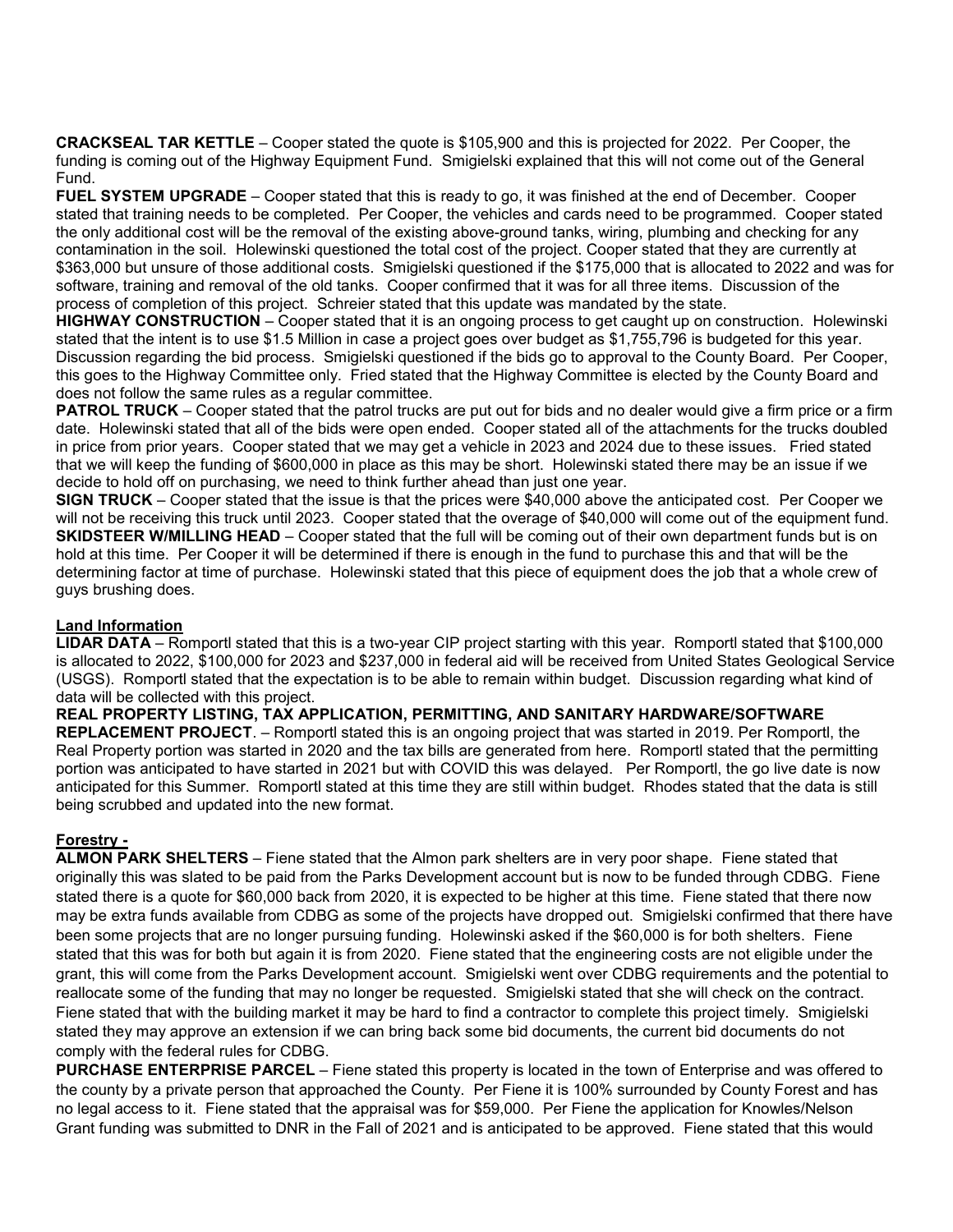**CRACKSEAL TAR KETTLE** – Cooper stated the quote is $105,900 and this is projected for 2022. Per Cooper, the funding is coming out of the Highway Equipment Fund. Smigielski explained that this will not come out of the General Fund.

**FUEL SYSTEM UPGRADE** – Cooper stated that this is ready to go, it was finished at the end of December. Cooper stated that training needs to be completed. Per Cooper, the vehicles and cards need to be programmed. Cooper stated the only additional cost will be the removal of the existing above-ground tanks, wiring, plumbing and checking for any contamination in the soil. Holewinski questioned the total cost of the project. Cooper stated that they are currently at $363,000 but unsure of those additional costs. Smigielski questioned if the $175,000 that is allocated to 2022 and was for software, training and removal of the old tanks. Cooper confirmed that it was for all three items. Discussion of the process of completion of this project. Schreier stated that this update was mandated by the state.

**HIGHWAY CONSTRUCTION** – Cooper stated that it is an ongoing process to get caught up on construction. Holewinski stated that the intent is to use $1.5 Million in case a project goes over budget as $1,755,796 is budgeted for this year. Discussion regarding the bid process. Smigielski questioned if the bids go to approval to the County Board. Per Cooper, this goes to the Highway Committee only. Fried stated that the Highway Committee is elected by the County Board and does not follow the same rules as a regular committee.

**PATROL TRUCK** – Cooper stated that the patrol trucks are put out for bids and no dealer would give a firm price or a firm date. Holewinski stated that all of the bids were open ended. Cooper stated all of the attachments for the trucks doubled in price from prior years. Cooper stated that we may get a vehicle in 2023 and 2024 due to these issues. Fried stated that we will keep the funding of $600,000 in place as this may be short. Holewinski stated there may be an issue if we decide to hold off on purchasing, we need to think further ahead than just one year.

**SIGN TRUCK** – Cooper stated that the issue is that the prices were $40,000 above the anticipated cost. Per Cooper we will not be receiving this truck until 2023. Cooper stated that the overage of $40,000 will come out of the equipment fund.

**SKIDSTEER W/MILLING HEAD** – Cooper stated that the full will be coming out of their own department funds but is on hold at this time. Per Cooper it will be determined if there is enough in the fund to purchase this and that will be the determining factor at time of purchase. Holewinski stated that this piece of equipment does the job that a whole crew of guys brushing does.

## Land Information

**LIDAR DATA** – Romportl stated that this is a two-year CIP project starting with this year. Romportl stated that $100,000 is allocated to 2022, $100,000 for 2023 and $237,000 in federal aid will be received from United States Geological Service (USGS). Romportl stated that the expectation is to be able to remain within budget. Discussion regarding what kind of data will be collected with this project.

**REAL PROPERTY LISTING, TAX APPLICATION, PERMITTING, AND SANITARY HARDWARE/SOFTWARE REPLACEMENT PROJECT**. – Romportl stated this is an ongoing project that was started in 2019. Per Romportl, the Real Property portion was started in 2020 and the tax bills are generated from here. Romportl stated that the permitting portion was anticipated to have started in 2021 but with COVID this was delayed. Per Romportl, the go live date is now anticipated for this Summer. Romportl stated at this time they are still within budget. Rhodes stated that the data is still being scrubbed and updated into the new format.

## Forestry -

**ALMON PARK SHELTERS** – Fiene stated that the Almon park shelters are in very poor shape. Fiene stated that originally this was slated to be paid from the Parks Development account but is now to be funded through CDBG. Fiene stated there is a quote for $60,000 back from 2020, it is expected to be higher at this time. Fiene stated that there now may be extra funds available from CDBG as some of the projects have dropped out. Smigielski confirmed that there have been some projects that are no longer pursuing funding. Holewinski asked if the $60,000 is for both shelters. Fiene stated that this was for both but again it is from 2020. Fiene stated that the engineering costs are not eligible under the grant, this will come from the Parks Development account. Smigielski went over CDBG requirements and the potential to reallocate some of the funding that may no longer be requested. Smigielski stated that she will check on the contract. Fiene stated that with the building market it may be hard to find a contractor to complete this project timely. Smigielski stated they may approve an extension if we can bring back some bid documents, the current bid documents do not comply with the federal rules for CDBG.

**PURCHASE ENTERPRISE PARCEL** – Fiene stated this property is located in the town of Enterprise and was offered to the county by a private person that approached the County. Per Fiene it is 100% surrounded by County Forest and has no legal access to it. Fiene stated that the appraisal was for $59,000. Per Fiene the application for Knowles/Nelson Grant funding was submitted to DNR in the Fall of 2021 and is anticipated to be approved. Fiene stated that this would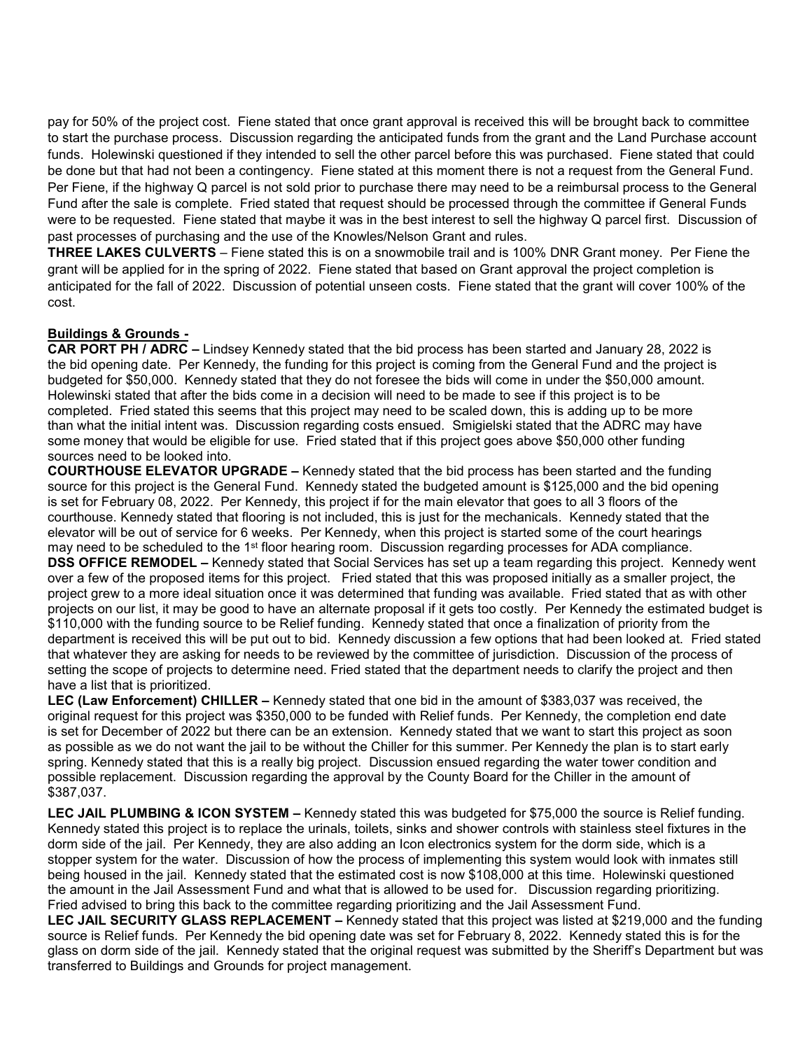pay for 50% of the project cost. Fiene stated that once grant approval is received this will be brought back to committee to start the purchase process. Discussion regarding the anticipated funds from the grant and the Land Purchase account funds. Holewinski questioned if they intended to sell the other parcel before this was purchased. Fiene stated that could be done but that had not been a contingency. Fiene stated at this moment there is not a request from the General Fund. Per Fiene, if the highway Q parcel is not sold prior to purchase there may need to be a reimbursal process to the General Fund after the sale is complete. Fried stated that request should be processed through the committee if General Funds were to be requested. Fiene stated that maybe it was in the best interest to sell the highway Q parcel first. Discussion of past processes of purchasing and the use of the Knowles/Nelson Grant and rules.

**THREE LAKES CULVERTS** – Fiene stated this is on a snowmobile trail and is 100% DNR Grant money. Per Fiene the grant will be applied for in the spring of 2022. Fiene stated that based on Grant approval the project completion is anticipated for the fall of 2022. Discussion of potential unseen costs. Fiene stated that the grant will cover 100% of the cost.

**Buildings & Grounds -**

**CAR PORT PH / ADRC –** Lindsey Kennedy stated that the bid process has been started and January 28, 2022 is the bid opening date. Per Kennedy, the funding for this project is coming from the General Fund and the project is budgeted for $50,000. Kennedy stated that they do not foresee the bids will come in under the $50,000 amount. Holewinski stated that after the bids come in a decision will need to be made to see if this project is to be completed. Fried stated this seems that this project may need to be scaled down, this is adding up to be more than what the initial intent was. Discussion regarding costs ensued. Smigielski stated that the ADRC may have some money that would be eligible for use. Fried stated that if this project goes above $50,000 other funding sources need to be looked into.

**COURTHOUSE ELEVATOR UPGRADE –** Kennedy stated that the bid process has been started and the funding source for this project is the General Fund. Kennedy stated the budgeted amount is $125,000 and the bid opening is set for February 08, 2022. Per Kennedy, this project if for the main elevator that goes to all 3 floors of the courthouse. Kennedy stated that flooring is not included, this is just for the mechanicals. Kennedy stated that the elevator will be out of service for 6 weeks. Per Kennedy, when this project is started some of the court hearings may need to be scheduled to the 1st floor hearing room. Discussion regarding processes for ADA compliance.

**DSS OFFICE REMODEL –** Kennedy stated that Social Services has set up a team regarding this project. Kennedy went over a few of the proposed items for this project. Fried stated that this was proposed initially as a smaller project, the project grew to a more ideal situation once it was determined that funding was available. Fried stated that as with other projects on our list, it may be good to have an alternate proposal if it gets too costly. Per Kennedy the estimated budget is $110,000 with the funding source to be Relief funding. Kennedy stated that once a finalization of priority from the department is received this will be put out to bid. Kennedy discussion a few options that had been looked at. Fried stated that whatever they are asking for needs to be reviewed by the committee of jurisdiction. Discussion of the process of setting the scope of projects to determine need. Fried stated that the department needs to clarify the project and then have a list that is prioritized.

**LEC (Law Enforcement) CHILLER –** Kennedy stated that one bid in the amount of $383,037 was received, the original request for this project was $350,000 to be funded with Relief funds. Per Kennedy, the completion end date is set for December of 2022 but there can be an extension. Kennedy stated that we want to start this project as soon as possible as we do not want the jail to be without the Chiller for this summer. Per Kennedy the plan is to start early spring. Kennedy stated that this is a really big project. Discussion ensued regarding the water tower condition and possible replacement. Discussion regarding the approval by the County Board for the Chiller in the amount of $387,037.

**LEC JAIL PLUMBING & ICON SYSTEM –** Kennedy stated this was budgeted for $75,000 the source is Relief funding. Kennedy stated this project is to replace the urinals, toilets, sinks and shower controls with stainless steel fixtures in the dorm side of the jail. Per Kennedy, they are also adding an Icon electronics system for the dorm side, which is a stopper system for the water. Discussion of how the process of implementing this system would look with inmates still being housed in the jail. Kennedy stated that the estimated cost is now $108,000 at this time. Holewinski questioned the amount in the Jail Assessment Fund and what that is allowed to be used for. Discussion regarding prioritizing. Fried advised to bring this back to the committee regarding prioritizing and the Jail Assessment Fund.

**LEC JAIL SECURITY GLASS REPLACEMENT –** Kennedy stated that this project was listed at $219,000 and the funding source is Relief funds. Per Kennedy the bid opening date was set for February 8, 2022. Kennedy stated this is for the glass on dorm side of the jail. Kennedy stated that the original request was submitted by the Sheriff's Department but was transferred to Buildings and Grounds for project management.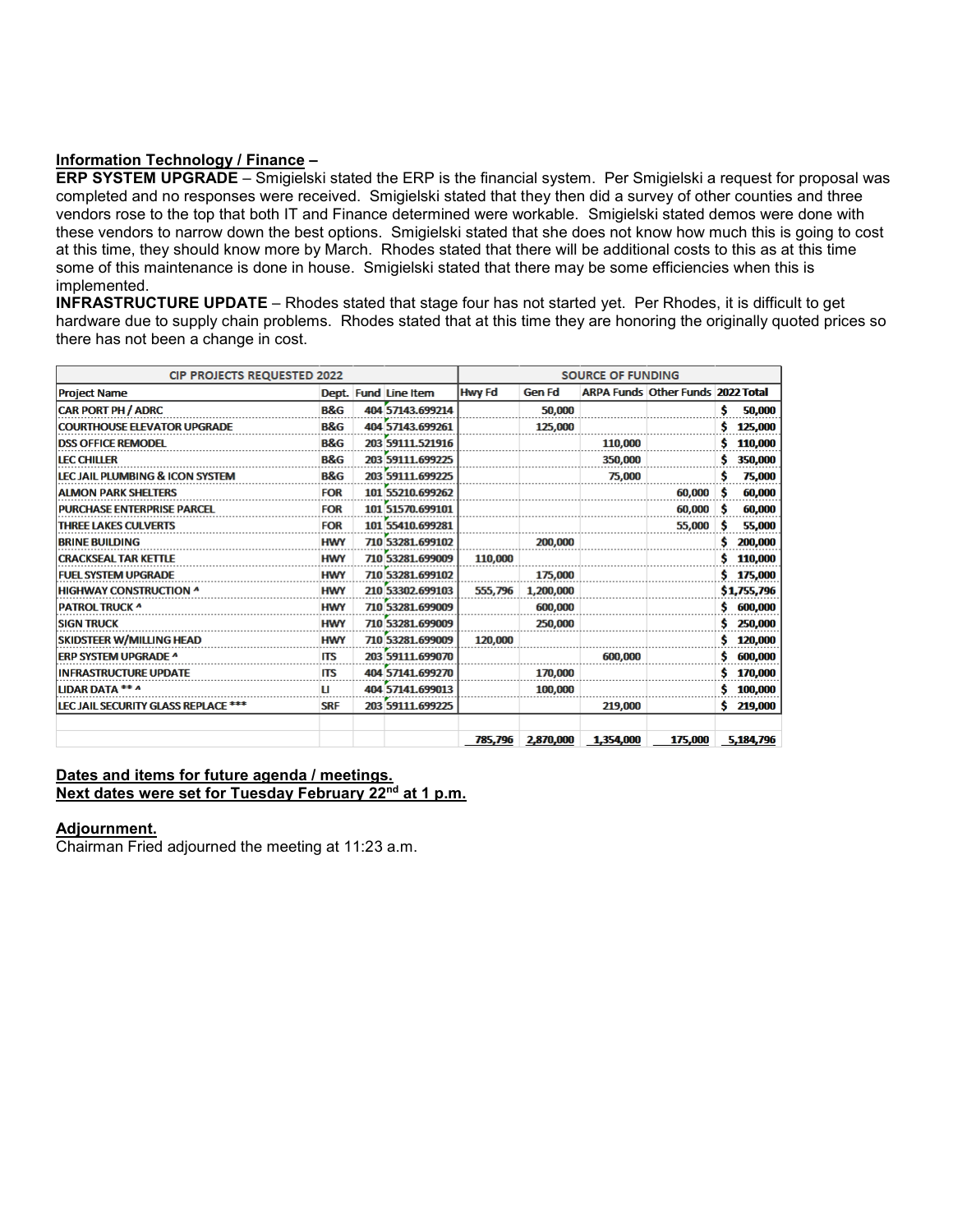**Information Technology / Finance –**

**ERP SYSTEM UPGRADE** – Smigielski stated the ERP is the financial system. Per Smigielski a request for proposal was completed and no responses were received. Smigielski stated that they then did a survey of other counties and three vendors rose to the top that both IT and Finance determined were workable. Smigielski stated demos were done with these vendors to narrow down the best options. Smigielski stated that she does not know how much this is going to cost at this time, they should know more by March. Rhodes stated that there will be additional costs to this as at this time some of this maintenance is done in house. Smigielski stated that there may be some efficiencies when this is implemented.

**INFRASTRUCTURE UPDATE** – Rhodes stated that stage four has not started yet. Per Rhodes, it is difficult to get hardware due to supply chain problems. Rhodes stated that at this time they are honoring the originally quoted prices so there has not been a change in cost.

| CIP PROJECTS REQUESTED 2022 | | | | SOURCE OF FUNDING | | | | |
|---|---|---|---|---|---|---|---|---|
| Project Name | Dept. | Fund | Line Item | Hwy Fd | Gen Fd | ARPA Funds | Other Funds | 2022 Total |
| CAR PORT PH / ADRC | B&G | 404 | 57143.699214 | | 50,000 | | | $ 50,000 |
| COURTHOUSE ELEVATOR UPGRADE | B&G | 404 | 57143.699261 | | 125,000 | | | $ 125,000 |
| DSS OFFICE REMODEL | B&G | 203 | 59111.521916 | | | 110,000 | | $ 110,000 |
| LEC CHILLER | B&G | 203 | 59111.699225 | | | 350,000 | | $ 350,000 |
| LEC JAIL PLUMBING & ICON SYSTEM | B&G | 203 | 59111.699225 | | | 75,000 | | $ 75,000 |
| ALMON PARK SHELTERS | FOR | 101 | 55210.699262 | | | | 60,000 | $ 60,000 |
| PURCHASE ENTERPRISE PARCEL | FOR | 101 | 51570.699101 | | | | 60,000 | $ 60,000 |
| THREE LAKES CULVERTS | FOR | 101 | 55410.699281 | | | | 55,000 | $ 55,000 |
| BRINE BUILDING | HWY | 710 | 53281.699102 | | 200,000 | | | $ 200,000 |
| CRACKSEAL TAR KETTLE | HWY | 710 | 53281.699009 | 110,000 | | | | $ 110,000 |
| FUEL SYSTEM UPGRADE | HWY | 710 | 53281.699102 | | 175,000 | | | $ 175,000 |
| HIGHWAY CONSTRUCTION ^ | HWY | 210 | 53302.699103 | 555,796 | 1,200,000 | | | $1,755,796 |
| PATROL TRUCK ^ | HWY | 710 | 53281.699009 | | 600,000 | | | $ 600,000 |
| SIGN TRUCK | HWY | 710 | 53281.699009 | | 250,000 | | | $ 250,000 |
| SKIDSTEER W/MILLING HEAD | HWY | 710 | 53281.699009 | 120,000 | | | | $ 120,000 |
| ERP SYSTEM UPGRADE ^ | ITS | 203 | 59111.699070 | | | 600,000 | | $ 600,000 |
| INFRASTRUCTURE UPDATE | ITS | 404 | 57141.699270 | | 170,000 | | | $ 170,000 |
| LIDAR DATA ** ^ | LI | 404 | 57141.699013 | | 100,000 | | | $ 100,000 |
| LEC JAIL SECURITY GLASS REPLACE *** | SRF | 203 | 59111.699225 | | | 219,000 | | $ 219,000 |
| | | | | | | | | |
| | | | | 785,796 | 2,870,000 | 1,354,000 | 175,000 | 5,184,796 |

**Dates and items for future agenda / meetings.**

**Next dates were set for Tuesday February 22nd at 1 p.m.**

**Adjournment.**

Chairman Fried adjourned the meeting at 11:23 a.m.